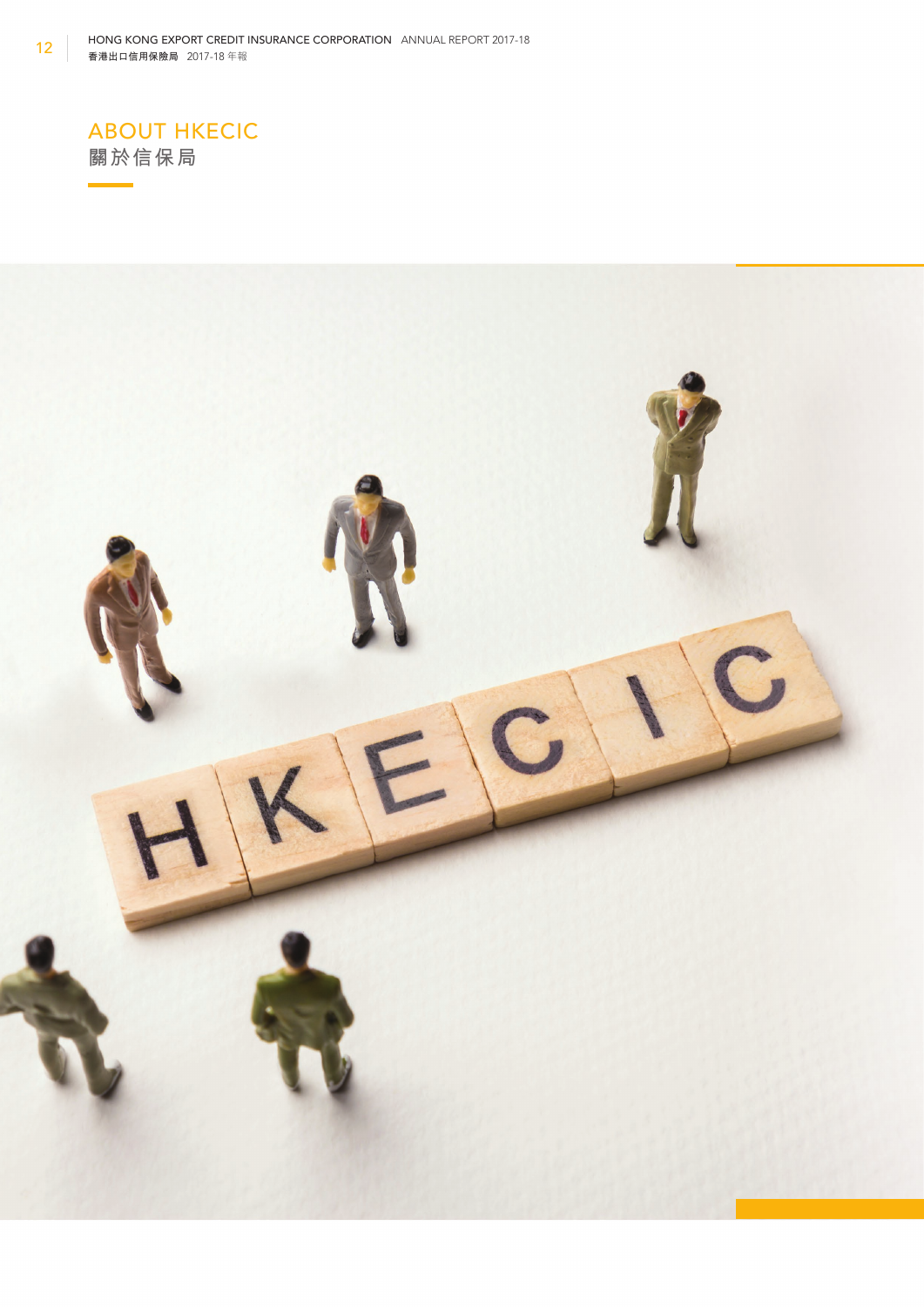# ABOUT HKECIC
# 關於信保局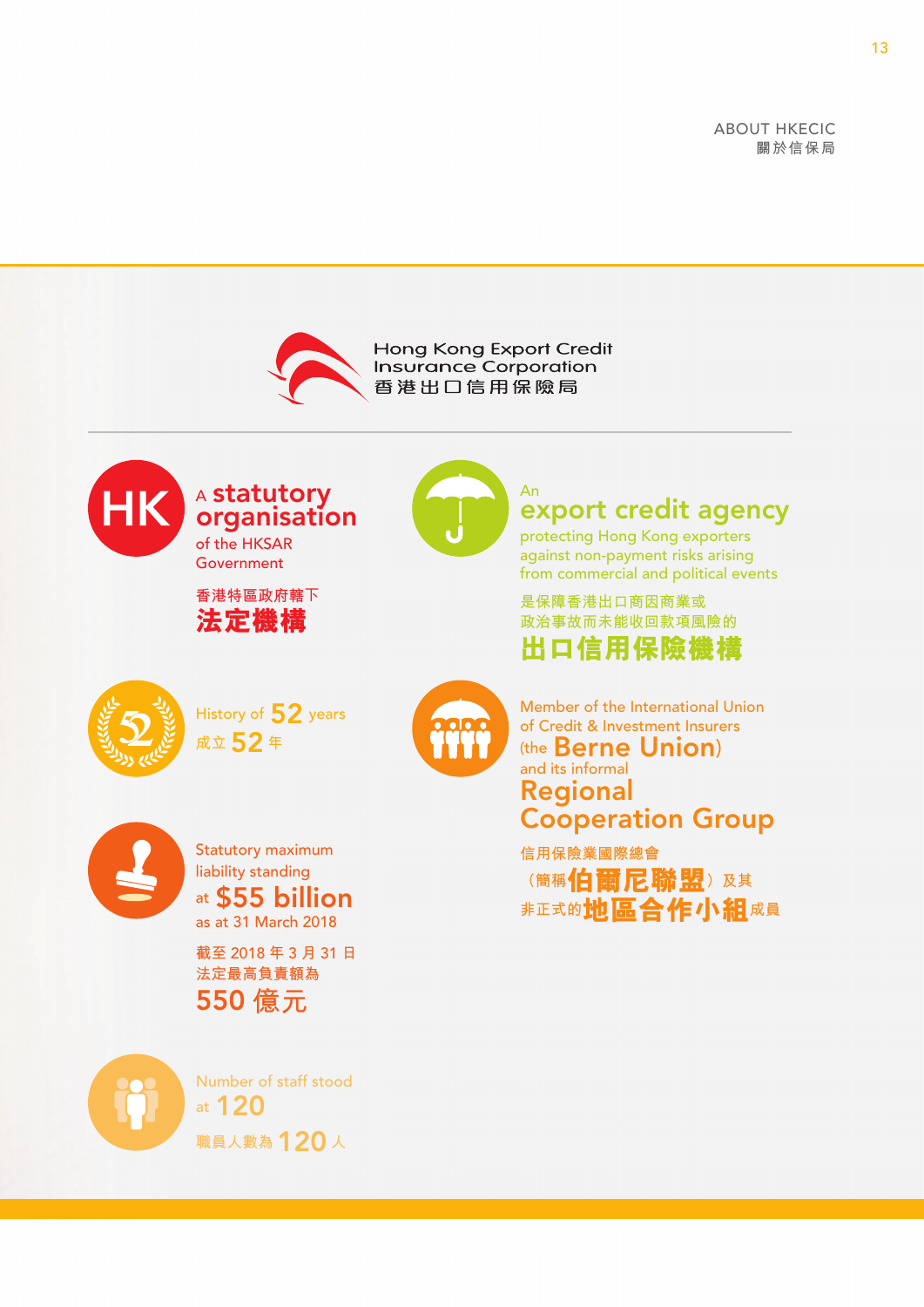Hong Kong Export Credit Insurance Corporation
香港出口信用保險局

A **statutory organisation** of the HKSAR Government

香港特區政府轄下**法定機構**

An **export credit agency** protecting Hong Kong exporters against non-payment risks arising from commercial and political events

是保障香港出口商因商業或政治事故而未能收回款項風險的**出口信用保險機構**

History of **52** years

成立 **52** 年

Member of the International Union of Credit & Investment Insurers (the **Berne Union**) and its informal **Regional Cooperation Group**

信用保險業國際總會（簡稱**伯爾尼聯盟**）及其非正式的**地區合作小組**成員

Statutory maximum liability standing at **$55 billion** as at 31 March 2018

截至 2018 年 3 月 31 日法定最高負責額為 **550 億元**

Number of staff stood at **120**

職員人數為 **120** 人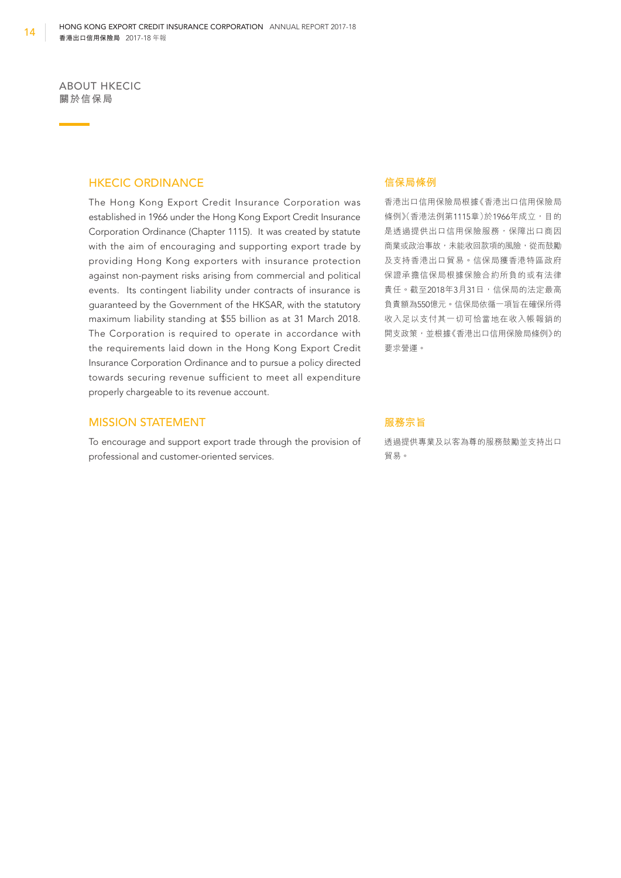# ABOUT HKECIC
# 關於信保局

## HKECIC ORDINANCE

The Hong Kong Export Credit Insurance Corporation was established in 1966 under the Hong Kong Export Credit Insurance Corporation Ordinance (Chapter 1115). It was created by statute with the aim of encouraging and supporting export trade by providing Hong Kong exporters with insurance protection against non-payment risks arising from commercial and political events. Its contingent liability under contracts of insurance is guaranteed by the Government of the HKSAR, with the statutory maximum liability standing at $55 billion as at 31 March 2018. The Corporation is required to operate in accordance with the requirements laid down in the Hong Kong Export Credit Insurance Corporation Ordinance and to pursue a policy directed towards securing revenue sufficient to meet all expenditure properly chargeable to its revenue account.

## 信保局條例

香港出口信用保險局根據《香港出口信用保險局條例》(香港法例第1115章)於1966年成立，目的是透過提供出口信用保險服務，保障出口商因商業或政治事故，未能收回款項的風險，從而鼓勵及支持香港出口貿易。信保局獲香港特區政府保證承擔信保局根據保險合約所負的或有法律責任。截至2018年3月31日，信保局的法定最高負責額為550億元。信保局依循一項旨在確保所得收入足以支付其一切可恰當地在收入帳報銷的開支政策，並根據《香港出口信用保險局條例》的要求營運。

## MISSION STATEMENT

To encourage and support export trade through the provision of professional and customer-oriented services.

## 服務宗旨

透過提供專業及以客為尊的服務鼓勵並支持出口貿易。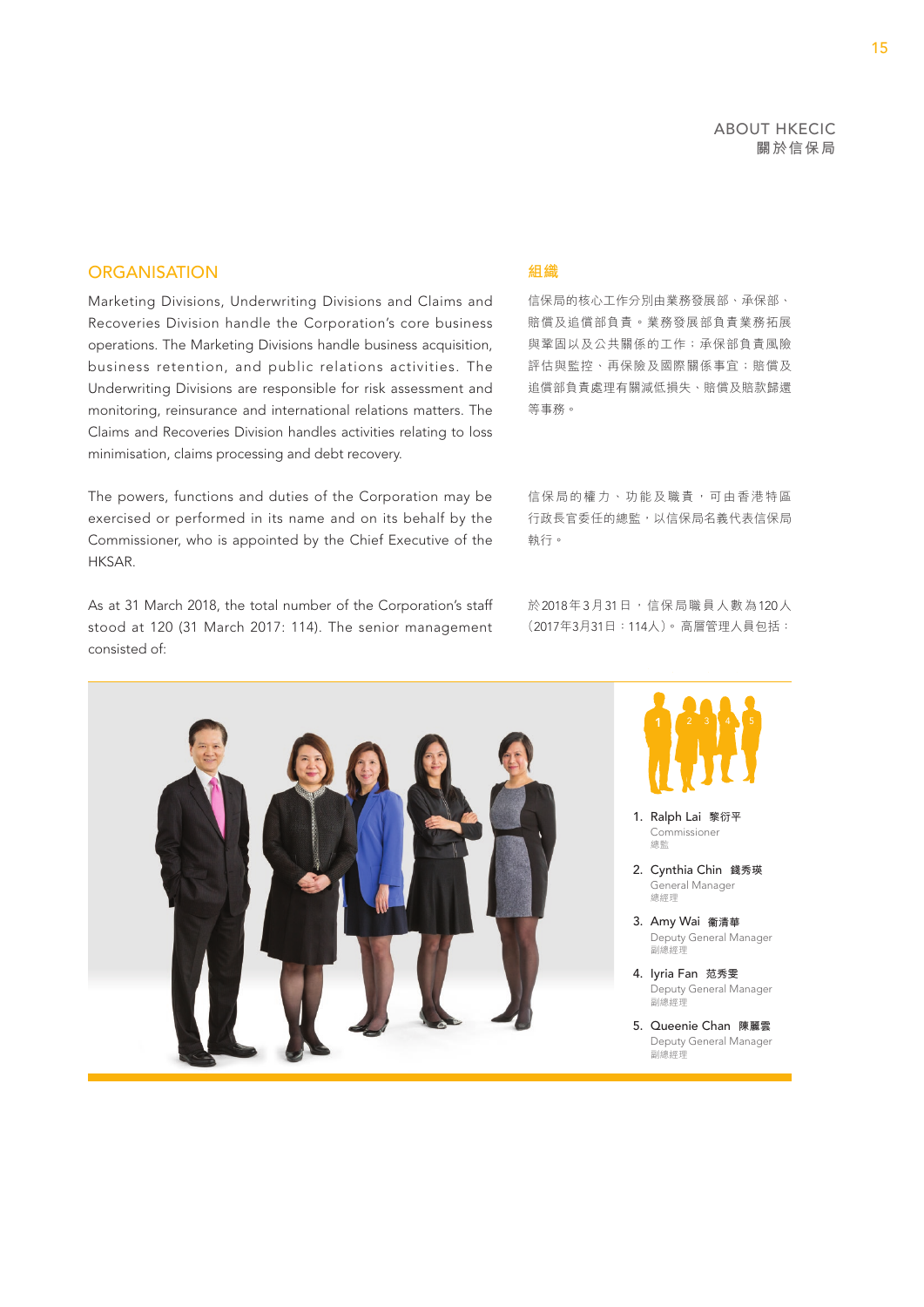## ORGANISATION

Marketing Divisions, Underwriting Divisions and Claims and Recoveries Division handle the Corporation's core business operations. The Marketing Divisions handle business acquisition, business retention, and public relations activities. The Underwriting Divisions are responsible for risk assessment and monitoring, reinsurance and international relations matters. The Claims and Recoveries Division handles activities relating to loss minimisation, claims processing and debt recovery.

The powers, functions and duties of the Corporation may be exercised or performed in its name and on its behalf by the Commissioner, who is appointed by the Chief Executive of the HKSAR.

As at 31 March 2018, the total number of the Corporation's staff stood at 120 (31 March 2017: 114). The senior management consisted of:

## 組織

信保局的核心工作分別由業務發展部、承保部、賠償及追償部負責。業務發展部負責業務拓展與鞏固以及公共關係的工作；承保部負責風險評估與監控、再保險及國際關係事宜；賠償及追償部負責處理有關減低損失、賠償及賠款歸還等事務。

信保局的權力、功能及職責，可由香港特區行政長官委任的總監，以信保局名義代表信保局執行。

於2018年3月31日，信保局職員人數為120人（2017年3月31日：114人）。高層管理人員包括：

1. Ralph Lai 黎衍平
   Commissioner
   總監

2. Cynthia Chin 錢秀瑛
   General Manager
   總經理

3. Amy Wai 衞清華
   Deputy General Manager
   副總經理

4. Iyria Fan 范秀雯
   Deputy General Manager
   副總經理

5. Queenie Chan 陳麗雲
   Deputy General Manager
   副總經理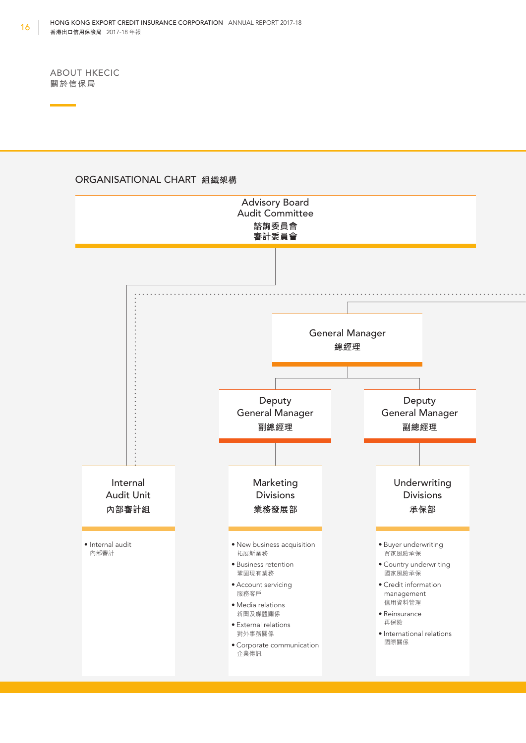ABOUT HKECIC
關於信保局

## ORGANISATIONAL CHART 組織架構

Advisory Board
Audit Committee
諮詢委員會
審計委員會

General Manager
總經理

Deputy
General Manager
副總經理

Deputy
General Manager
副總經理

Internal
Audit Unit
內部審計組

- Internal audit
  內部審計

Marketing
Divisions
業務發展部

- New business acquisition
  拓展新業務
- Business retention
  鞏固現有業務
- Account servicing
  服務客戶
- Media relations
  新聞及媒體關係
- External relations
  對外事務關係
- Corporate communication
  企業傳訊

Underwriting
Divisions
承保部

- Buyer underwriting
  買家風險承保
- Country underwriting
  國家風險承保
- Credit information management
  信用資料管理
- Reinsurance
  再保險
- International relations
  國際關係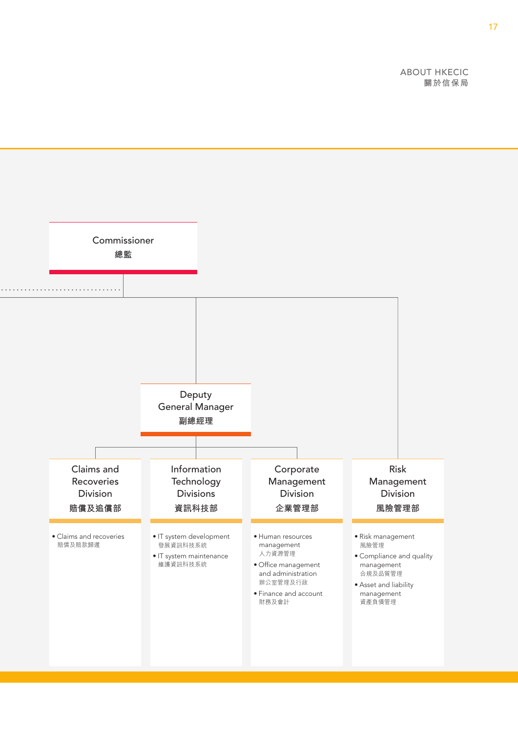Commissioner
總監

Deputy General Manager
副總經理

**Claims and Recoveries Division**
**賠償及追償部**

- Claims and recoveries
  賠償及賠款歸還

**Information Technology Divisions**
**資訊科技部**

- IT system development
  發展資訊科技系統
- IT system maintenance
  維護資訊科技系統

**Corporate Management Division**
**企業管理部**

- Human resources management
  人力資源管理
- Office management and administration
  辦公室管理及行政
- Finance and account
  財務及會計

**Risk Management Division**
**風險管理部**

- Risk management
  風險管理
- Compliance and quality management
  合規及品質管理
- Asset and liability management
  資產負債管理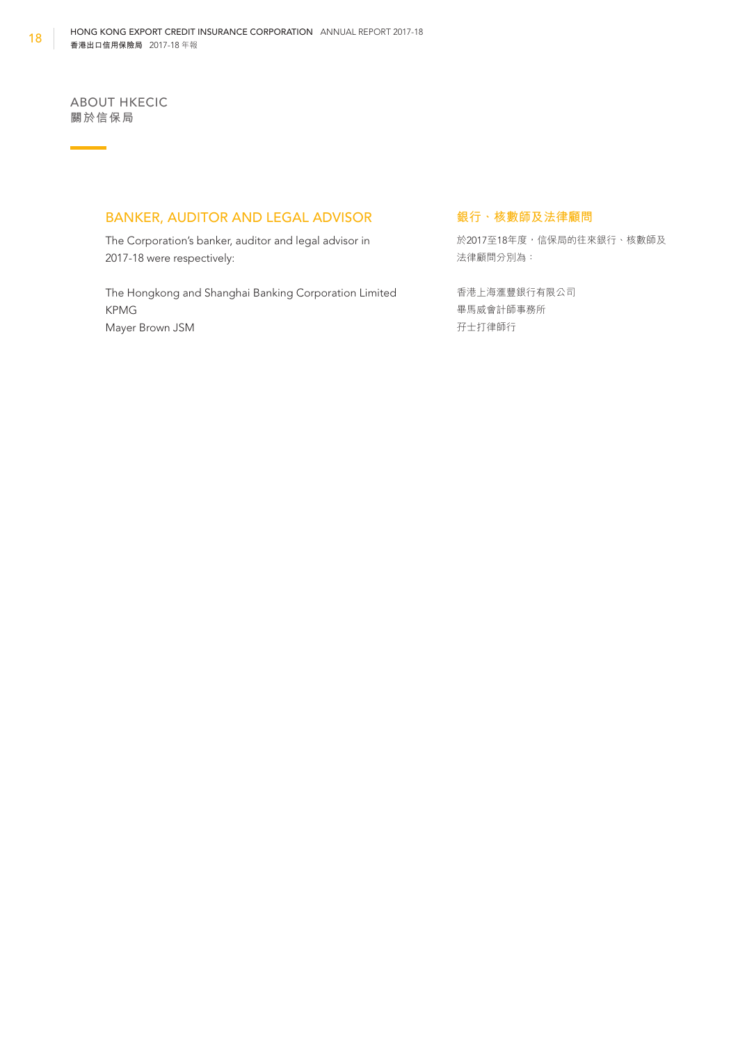ABOUT HKECIC
關於信保局

## BANKER, AUDITOR AND LEGAL ADVISOR

The Corporation's banker, auditor and legal advisor in 2017-18 were respectively:

The Hongkong and Shanghai Banking Corporation Limited
KPMG
Mayer Brown JSM

## 銀行、核數師及法律顧問

於2017至18年度，信保局的往來銀行、核數師及法律顧問分別為：

香港上海滙豐銀行有限公司
畢馬威會計師事務所
孖士打律師行